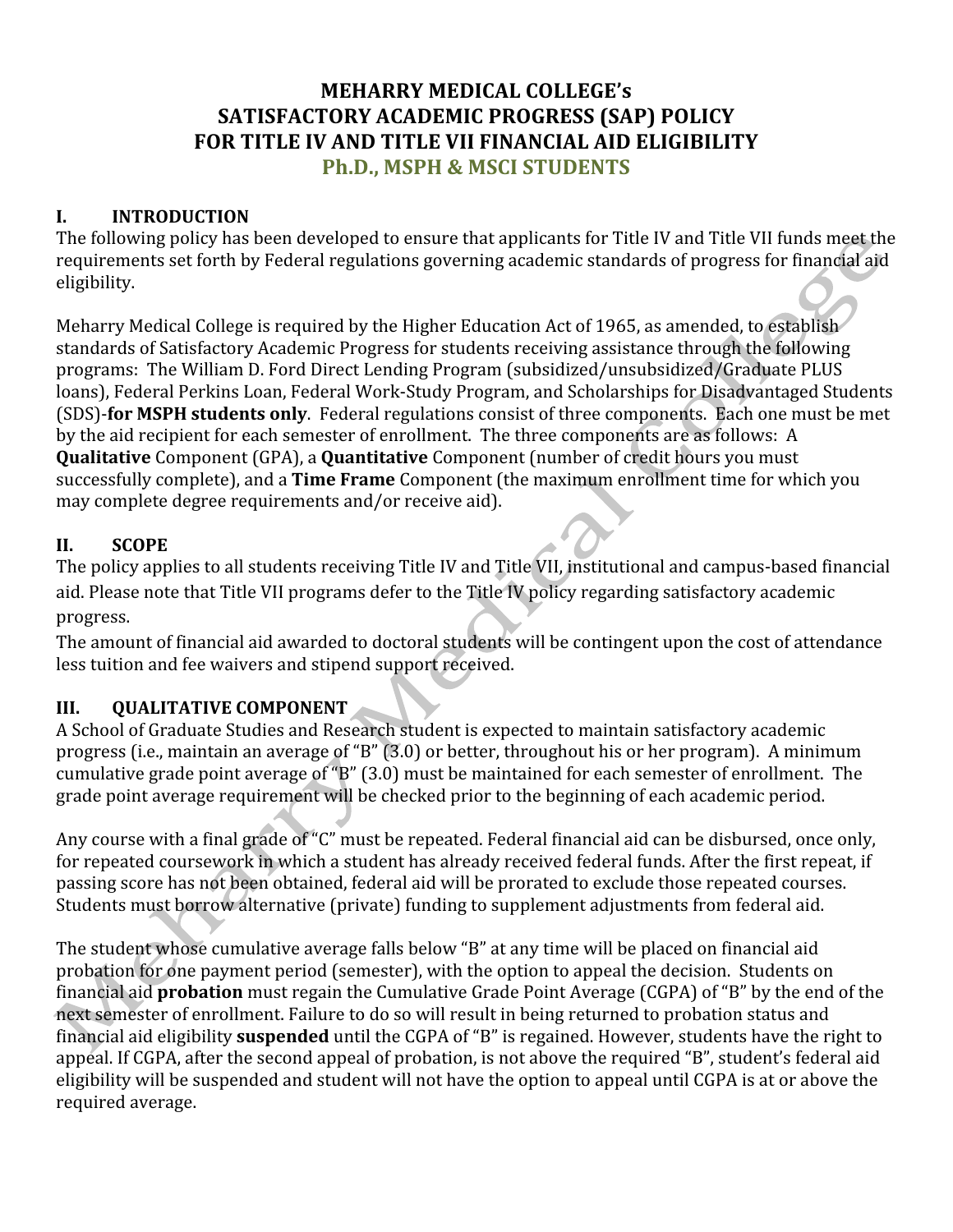# MEHARRY MEDICAL COLLEGE's SATISFACTORY ACADEMIC PROGRESS (SAP) POLICY FOR TITLE IV AND TITLE VII FINANCIAL AID ELIGIBILITY

## Ph.D., MSPH & MSCI STUDENTS

## I. INTRODUCTION

The following policy has been developed to ensure that applicants for Title IV and Title VII funds meet the requirements set forth by Federal regulations governing academic standards of progress for financial aid eligibility.

Meharry Medical College is required by the Higher Education Act of 1965, as amended, to establish standards of Satisfactory Academic Progress for students receiving assistance through the following programs: The William D. Ford Direct Lending Program (subsidized/unsubsidized/Graduate PLUS loans), Federal Perkins Loan, Federal Work-Study Program, and Scholarships for Disadvantaged Students (SDS)-**for MSPH students only**. Federal regulations consist of three components. Each one must be met by the aid recipient for each semester of enrollment. The three components are as follows: A **Qualitative** Component (GPA), a **Quantitative** Component (number of credit hours you must successfully complete), and a **Time Frame** Component (the maximum enrollment time for which you may complete degree requirements and/or receive aid).

## II. SCOPE

The policy applies to all students receiving Title IV and Title VII, institutional and campus-based financial aid. Please note that Title VII programs defer to the Title IV policy regarding satisfactory academic progress.

The amount of financial aid awarded to doctoral students will be contingent upon the cost of attendance less tuition and fee waivers and stipend support received.

## III. QUALITATIVE COMPONENT

A School of Graduate Studies and Research student is expected to maintain satisfactory academic progress (i.e., maintain an average of "B" (3.0) or better, throughout his or her program). A minimum cumulative grade point average of "B" (3.0) must be maintained for each semester of enrollment. The grade point average requirement will be checked prior to the beginning of each academic period.

Any course with a final grade of "C" must be repeated. Federal financial aid can be disbursed, once only, for repeated coursework in which a student has already received federal funds. After the first repeat, if passing score has not been obtained, federal aid will be prorated to exclude those repeated courses. Students must borrow alternative (private) funding to supplement adjustments from federal aid.

The student whose cumulative average falls below "B" at any time will be placed on financial aid probation for one payment period (semester), with the option to appeal the decision. Students on financial aid **probation** must regain the Cumulative Grade Point Average (CGPA) of "B" by the end of the next semester of enrollment. Failure to do so will result in being returned to probation status and financial aid eligibility **suspended** until the CGPA of "B" is regained. However, students have the right to appeal. If CGPA, after the second appeal of probation, is not above the required "B", student's federal aid eligibility will be suspended and student will not have the option to appeal until CGPA is at or above the required average.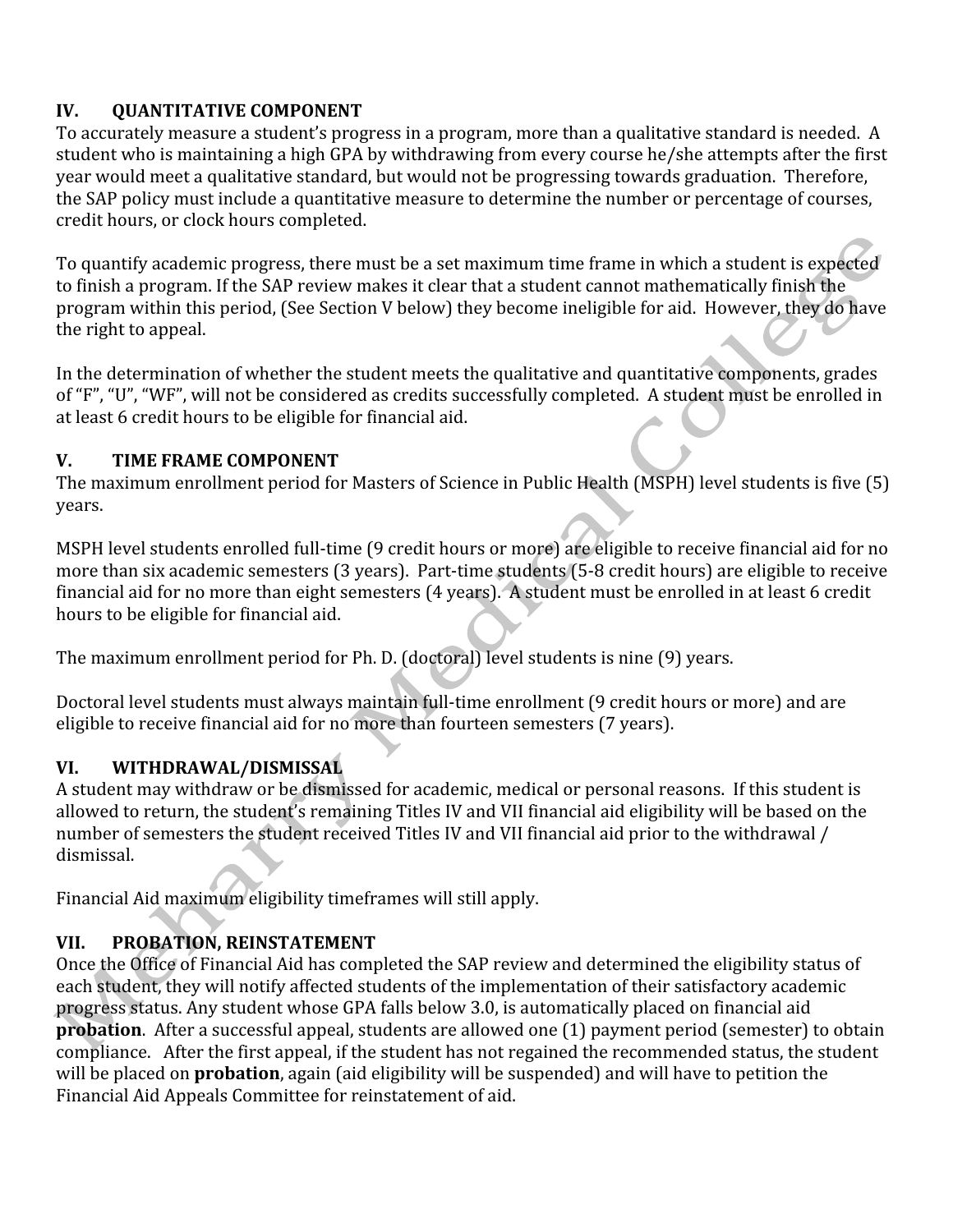## IV. QUANTITATIVE COMPONENT

To accurately measure a student's progress in a program, more than a qualitative standard is needed. A student who is maintaining a high GPA by withdrawing from every course he/she attempts after the first year would meet a qualitative standard, but would not be progressing towards graduation. Therefore, the SAP policy must include a quantitative measure to determine the number or percentage of courses, credit hours, or clock hours completed.

To quantify academic progress, there must be a set maximum time frame in which a student is expected to finish a program. If the SAP review makes it clear that a student cannot mathematically finish the program within this period, (See Section V below) they become ineligible for aid. However, they do have the right to appeal.

In the determination of whether the student meets the qualitative and quantitative components, grades of "F", "U", "WF", will not be considered as credits successfully completed. A student must be enrolled in at least 6 credit hours to be eligible for financial aid.

## V. TIME FRAME COMPONENT

The maximum enrollment period for Masters of Science in Public Health (MSPH) level students is five (5) years.

MSPH level students enrolled full-time (9 credit hours or more) are eligible to receive financial aid for no more than six academic semesters (3 years). Part-time students (5-8 credit hours) are eligible to receive financial aid for no more than eight semesters (4 years). A student must be enrolled in at least 6 credit hours to be eligible for financial aid.

The maximum enrollment period for Ph. D. (doctoral) level students is nine (9) years.

Doctoral level students must always maintain full-time enrollment (9 credit hours or more) and are eligible to receive financial aid for no more than fourteen semesters (7 years).

## VI. WITHDRAWAL/DISMISSAL

A student may withdraw or be dismissed for academic, medical or personal reasons. If this student is allowed to return, the student's remaining Titles IV and VII financial aid eligibility will be based on the number of semesters the student received Titles IV and VII financial aid prior to the withdrawal / dismissal.

Financial Aid maximum eligibility timeframes will still apply.

## VII. PROBATION, REINSTATEMENT

Once the Office of Financial Aid has completed the SAP review and determined the eligibility status of each student, they will notify affected students of the implementation of their satisfactory academic progress status. Any student whose GPA falls below 3.0, is automatically placed on financial aid **probation**. After a successful appeal, students are allowed one (1) payment period (semester) to obtain compliance. After the first appeal, if the student has not regained the recommended status, the student will be placed on **probation**, again (aid eligibility will be suspended) and will have to petition the Financial Aid Appeals Committee for reinstatement of aid.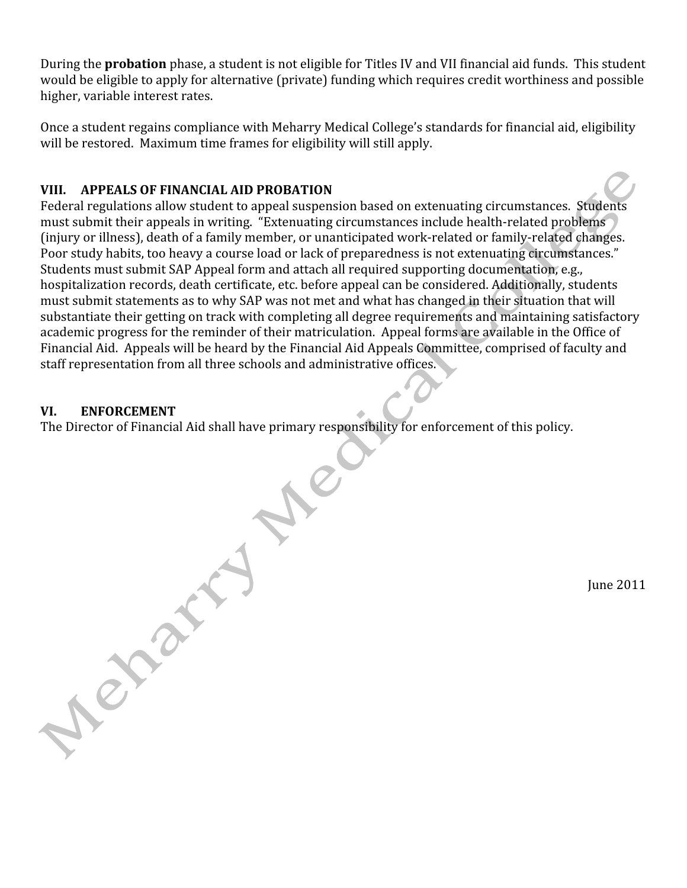During the **probation** phase, a student is not eligible for Titles IV and VII financial aid funds. This student would be eligible to apply for alternative (private) funding which requires credit worthiness and possible higher, variable interest rates.

Once a student regains compliance with Meharry Medical College's standards for financial aid, eligibility will be restored. Maximum time frames for eligibility will still apply.

## VIII. APPEALS OF FINANCIAL AID PROBATION

Federal regulations allow student to appeal suspension based on extenuating circumstances. Students must submit their appeals in writing. "Extenuating circumstances include health-related problems (injury or illness), death of a family member, or unanticipated work-related or family-related changes. Poor study habits, too heavy a course load or lack of preparedness is not extenuating circumstances." Students must submit SAP Appeal form and attach all required supporting documentation, e.g., hospitalization records, death certificate, etc. before appeal can be considered. Additionally, students must submit statements as to why SAP was not met and what has changed in their situation that will substantiate their getting on track with completing all degree requirements and maintaining satisfactory academic progress for the reminder of their matriculation. Appeal forms are available in the Office of Financial Aid. Appeals will be heard by the Financial Aid Appeals Committee, comprised of faculty and staff representation from all three schools and administrative offices.

## VI. ENFORCEMENT

The Director of Financial Aid shall have primary responsibility for enforcement of this policy.

June 2011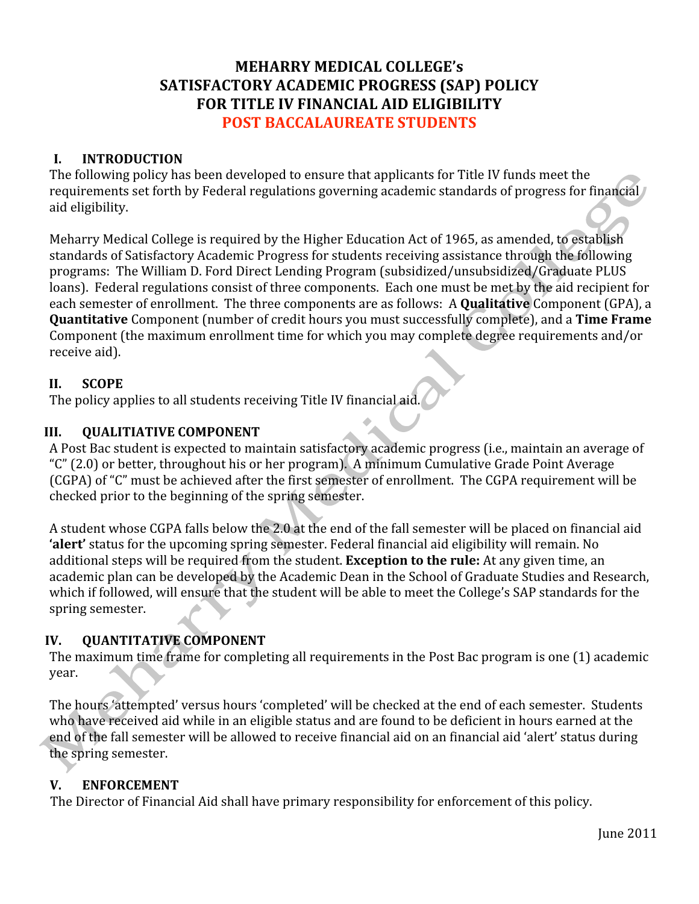# MEHARRY MEDICAL COLLEGE's SATISFACTORY ACADEMIC PROGRESS (SAP) POLICY FOR TITLE IV FINANCIAL AID ELIGIBILITY POST BACCALAUREATE STUDENTS

## I. INTRODUCTION

The following policy has been developed to ensure that applicants for Title IV funds meet the requirements set forth by Federal regulations governing academic standards of progress for financial aid eligibility.

Meharry Medical College is required by the Higher Education Act of 1965, as amended, to establish standards of Satisfactory Academic Progress for students receiving assistance through the following programs: The William D. Ford Direct Lending Program (subsidized/unsubsidized/Graduate PLUS loans). Federal regulations consist of three components. Each one must be met by the aid recipient for each semester of enrollment. The three components are as follows: A **Qualitative** Component (GPA), a **Quantitative** Component (number of credit hours you must successfully complete), and a **Time Frame** Component (the maximum enrollment time for which you may complete degree requirements and/or receive aid).

## II. SCOPE

The policy applies to all students receiving Title IV financial aid.

## III. QUALITIATIVE COMPONENT

A Post Bac student is expected to maintain satisfactory academic progress (i.e., maintain an average of "C" (2.0) or better, throughout his or her program). A minimum Cumulative Grade Point Average (CGPA) of "C" must be achieved after the first semester of enrollment. The CGPA requirement will be checked prior to the beginning of the spring semester.

A student whose CGPA falls below the 2.0 at the end of the fall semester will be placed on financial aid **'alert'** status for the upcoming spring semester. Federal financial aid eligibility will remain. No additional steps will be required from the student. **Exception to the rule:** At any given time, an academic plan can be developed by the Academic Dean in the School of Graduate Studies and Research, which if followed, will ensure that the student will be able to meet the College's SAP standards for the spring semester.

## IV. QUANTITATIVE COMPONENT

The maximum time frame for completing all requirements in the Post Bac program is one (1) academic year.

The hours 'attempted' versus hours 'completed' will be checked at the end of each semester. Students who have received aid while in an eligible status and are found to be deficient in hours earned at the end of the fall semester will be allowed to receive financial aid on an financial aid 'alert' status during the spring semester.

## V. ENFORCEMENT

The Director of Financial Aid shall have primary responsibility for enforcement of this policy.

June 2011